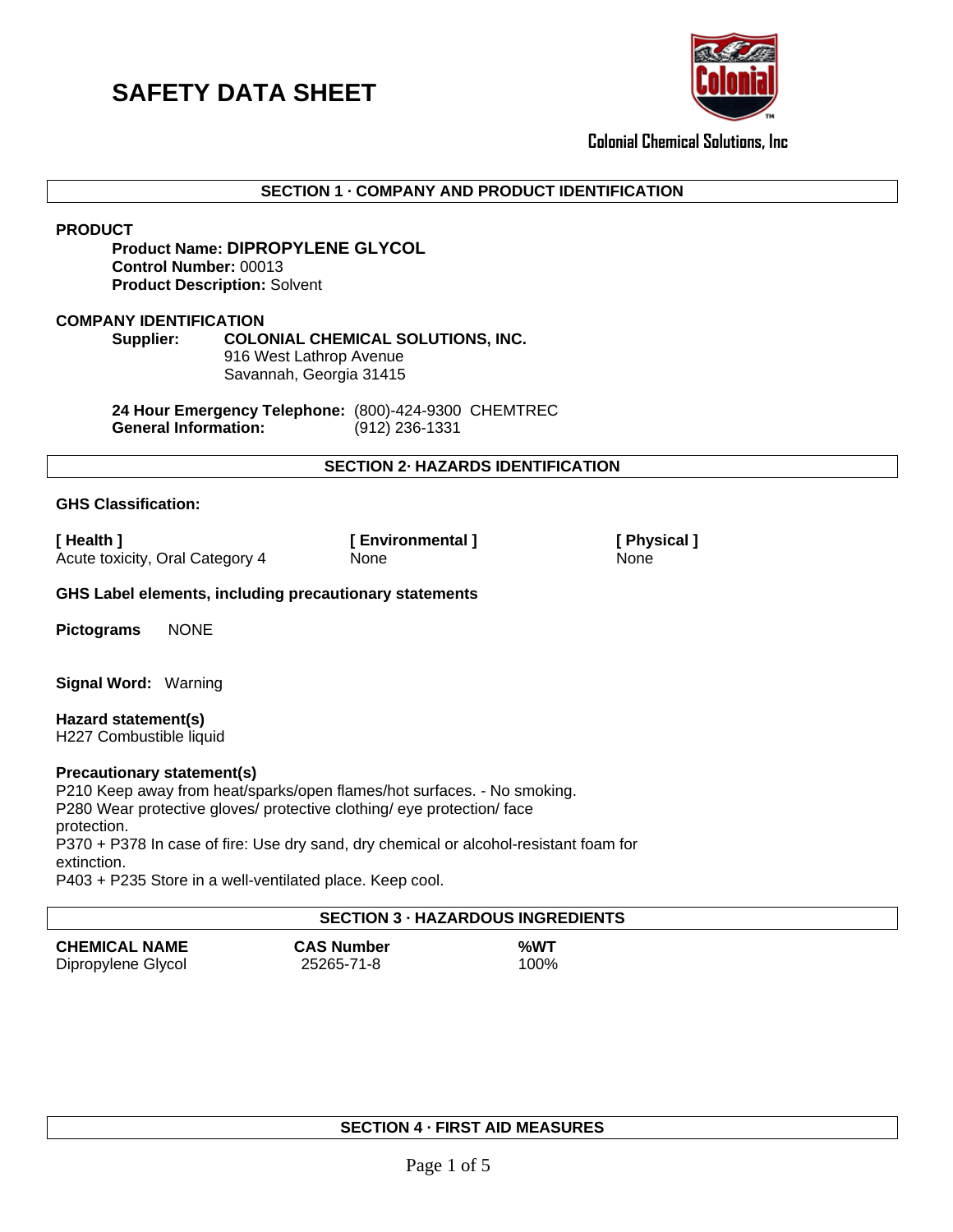# SAFETY DATA SHEET

Colonial Chemical Solutions, Inc

## SECTION 1 · COMPANY AND PRODUCT IDENTIFICATION

**PRODUCT**

**Product Name: DIPROPYLENE GLYCOL**
**Control Number:** 00013
**Product Description:** Solvent

**COMPANY IDENTIFICATION**

**Supplier:** **COLONIAL CHEMICAL SOLUTIONS, INC.**
916 West Lathrop Avenue
Savannah, Georgia 31415

**24 Hour Emergency Telephone:** (800)-424-9300 CHEMTREC
**General Information:** (912) 236-1331

## SECTION 2· HAZARDS IDENTIFICATION

**GHS Classification:**

| [ Health ] | [ Environmental ] | [ Physical ] |
|---|---|---|
| Acute toxicity, Oral Category 4 | None | None |

**GHS Label elements, including precautionary statements**

**Pictograms** NONE

**Signal Word:** Warning

**Hazard statement(s)**
H227 Combustible liquid

**Precautionary statement(s)**
P210 Keep away from heat/sparks/open flames/hot surfaces. - No smoking.
P280 Wear protective gloves/ protective clothing/ eye protection/ face protection.
P370 + P378 In case of fire: Use dry sand, dry chemical or alcohol-resistant foam for extinction.
P403 + P235 Store in a well-ventilated place. Keep cool.

## SECTION 3 · HAZARDOUS INGREDIENTS

| CHEMICAL NAME | CAS Number | %WT |
|---|---|---|
| Dipropylene Glycol | 25265-71-8 | 100% |

## SECTION 4 · FIRST AID MEASURES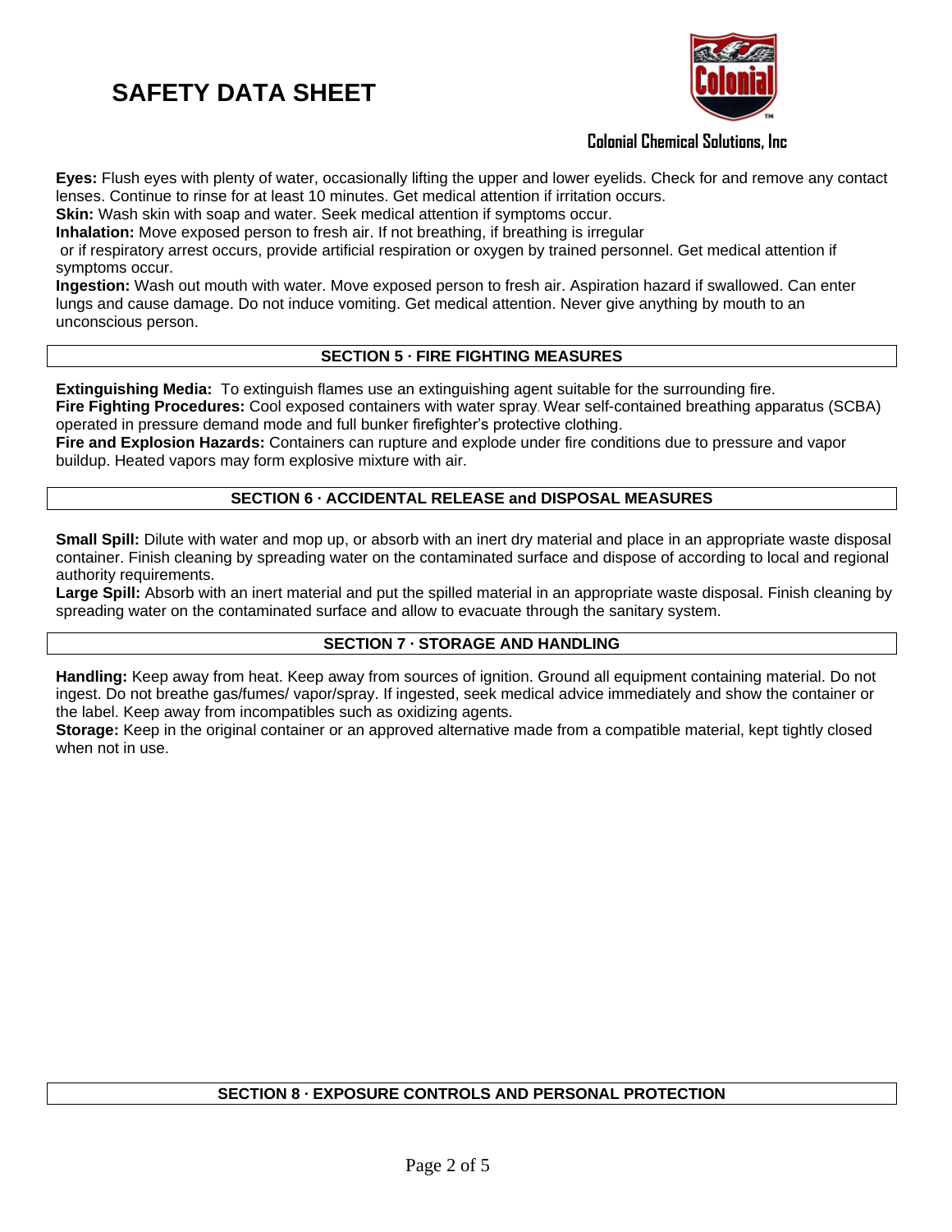**Eyes:** Flush eyes with plenty of water, occasionally lifting the upper and lower eyelids. Check for and remove any contact lenses. Continue to rinse for at least 10 minutes. Get medical attention if irritation occurs.
**Skin:** Wash skin with soap and water. Seek medical attention if symptoms occur.
**Inhalation:** Move exposed person to fresh air. If not breathing, if breathing is irregular or if respiratory arrest occurs, provide artificial respiration or oxygen by trained personnel. Get medical attention if symptoms occur.
**Ingestion:** Wash out mouth with water. Move exposed person to fresh air. Aspiration hazard if swallowed. Can enter lungs and cause damage. Do not induce vomiting. Get medical attention. Never give anything by mouth to an unconscious person.

## SECTION 5 · FIRE FIGHTING MEASURES

**Extinguishing Media:** To extinguish flames use an extinguishing agent suitable for the surrounding fire.
**Fire Fighting Procedures:** Cool exposed containers with water spray. Wear self-contained breathing apparatus (SCBA) operated in pressure demand mode and full bunker firefighter's protective clothing.
**Fire and Explosion Hazards:** Containers can rupture and explode under fire conditions due to pressure and vapor buildup. Heated vapors may form explosive mixture with air.

## SECTION 6 · ACCIDENTAL RELEASE and DISPOSAL MEASURES

**Small Spill:** Dilute with water and mop up, or absorb with an inert dry material and place in an appropriate waste disposal container. Finish cleaning by spreading water on the contaminated surface and dispose of according to local and regional authority requirements.
**Large Spill:** Absorb with an inert material and put the spilled material in an appropriate waste disposal. Finish cleaning by spreading water on the contaminated surface and allow to evacuate through the sanitary system.

## SECTION 7 · STORAGE AND HANDLING

**Handling:** Keep away from heat. Keep away from sources of ignition. Ground all equipment containing material. Do not ingest. Do not breathe gas/fumes/ vapor/spray. If ingested, seek medical advice immediately and show the container or the label. Keep away from incompatibles such as oxidizing agents.
**Storage:** Keep in the original container or an approved alternative made from a compatible material, kept tightly closed when not in use.

## SECTION 8 · EXPOSURE CONTROLS AND PERSONAL PROTECTION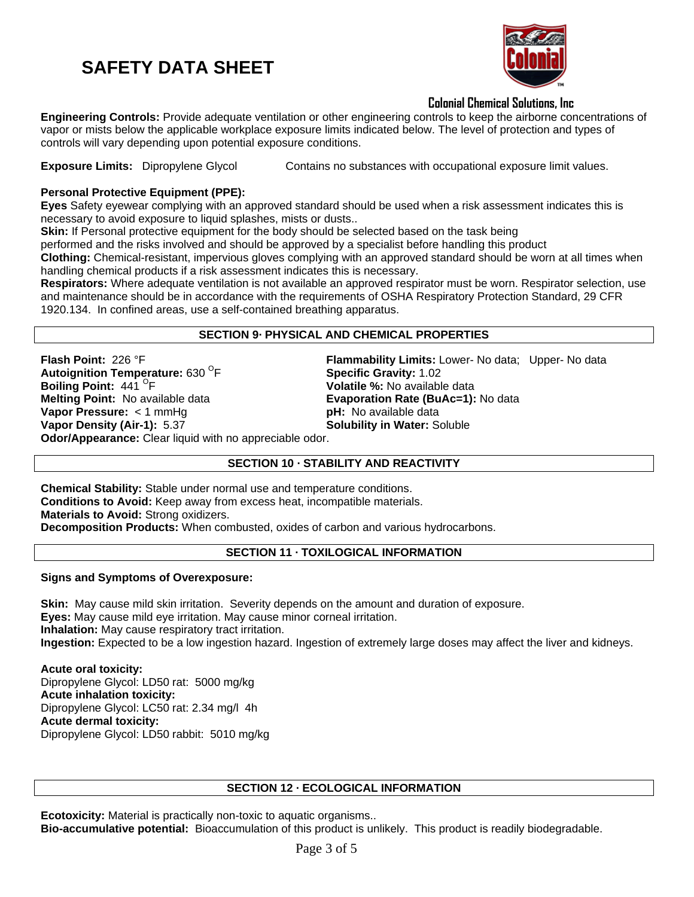# SAFETY DATA SHEET

Colonial Chemical Solutions, Inc

**Engineering Controls:** Provide adequate ventilation or other engineering controls to keep the airborne concentrations of vapor or mists below the applicable workplace exposure limits indicated below. The level of protection and types of controls will vary depending upon potential exposure conditions.

**Exposure Limits:** Dipropylene Glycol Contains no substances with occupational exposure limit values.

**Personal Protective Equipment (PPE):**
**Eyes** Safety eyewear complying with an approved standard should be used when a risk assessment indicates this is necessary to avoid exposure to liquid splashes, mists or dusts..
**Skin:** If Personal protective equipment for the body should be selected based on the task being performed and the risks involved and should be approved by a specialist before handling this product
**Clothing:** Chemical-resistant, impervious gloves complying with an approved standard should be worn at all times when handling chemical products if a risk assessment indicates this is necessary.
**Respirators:** Where adequate ventilation is not available an approved respirator must be worn. Respirator selection, use and maintenance should be in accordance with the requirements of OSHA Respiratory Protection Standard, 29 CFR 1920.134. In confined areas, use a self-contained breathing apparatus.

## SECTION 9· PHYSICAL AND CHEMICAL PROPERTIES

**Flash Point:** 226 °F
**Autoignition Temperature:** 630 $^{O}$F
**Boiling Point:** 441 $^{O}$F
**Melting Point:** No available data
**Vapor Pressure:** < 1 mmHg
**Vapor Density (Air-1):** 5.37
**Flammability Limits:** Lower- No data; Upper- No data
**Specific Gravity:** 1.02
**Volatile %:** No available data
**Evaporation Rate (BuAc=1):** No data
**pH:** No available data
**Solubility in Water:** Soluble
**Odor/Appearance:** Clear liquid with no appreciable odor.

## SECTION 10 · STABILITY AND REACTIVITY

**Chemical Stability:** Stable under normal use and temperature conditions.
**Conditions to Avoid:** Keep away from excess heat, incompatible materials.
**Materials to Avoid:** Strong oxidizers.
**Decomposition Products:** When combusted, oxides of carbon and various hydrocarbons.

## SECTION 11 · TOXILOGICAL INFORMATION

**Signs and Symptoms of Overexposure:**

**Skin:** May cause mild skin irritation. Severity depends on the amount and duration of exposure.
**Eyes:** May cause mild eye irritation. May cause minor corneal irritation.
**Inhalation:** May cause respiratory tract irritation.
**Ingestion:** Expected to be a low ingestion hazard. Ingestion of extremely large doses may affect the liver and kidneys.

**Acute oral toxicity:**
Dipropylene Glycol: LD50 rat: 5000 mg/kg
**Acute inhalation toxicity:**
Dipropylene Glycol: LC50 rat: 2.34 mg/l 4h
**Acute dermal toxicity:**
Dipropylene Glycol: LD50 rabbit: 5010 mg/kg

## SECTION 12 · ECOLOGICAL INFORMATION

**Ecotoxicity:** Material is practically non-toxic to aquatic organisms..
**Bio-accumulative potential:** Bioaccumulation of this product is unlikely. This product is readily biodegradable.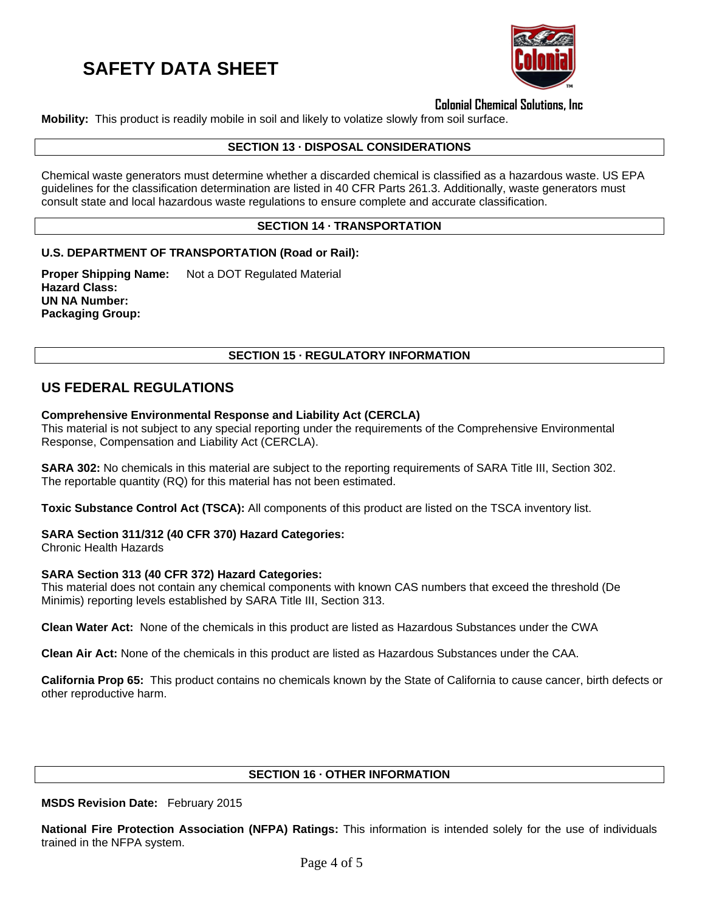**Mobility:** This product is readily mobile in soil and likely to volatize slowly from soil surface.

## SECTION 13 · DISPOSAL CONSIDERATIONS

Chemical waste generators must determine whether a discarded chemical is classified as a hazardous waste. US EPA guidelines for the classification determination are listed in 40 CFR Parts 261.3. Additionally, waste generators must consult state and local hazardous waste regulations to ensure complete and accurate classification.

## SECTION 14 · TRANSPORTATION

**U.S. DEPARTMENT OF TRANSPORTATION (Road or Rail):**

**Proper Shipping Name:** Not a DOT Regulated Material
**Hazard Class:**
**UN NA Number:**
**Packaging Group:**

## SECTION 15 · REGULATORY INFORMATION

### US FEDERAL REGULATIONS

**Comprehensive Environmental Response and Liability Act (CERCLA)**
This material is not subject to any special reporting under the requirements of the Comprehensive Environmental Response, Compensation and Liability Act (CERCLA).

**SARA 302:** No chemicals in this material are subject to the reporting requirements of SARA Title III, Section 302. The reportable quantity (RQ) for this material has not been estimated.

**Toxic Substance Control Act (TSCA):** All components of this product are listed on the TSCA inventory list.

**SARA Section 311/312 (40 CFR 370) Hazard Categories:**
Chronic Health Hazards

**SARA Section 313 (40 CFR 372) Hazard Categories:**
This material does not contain any chemical components with known CAS numbers that exceed the threshold (De Minimis) reporting levels established by SARA Title III, Section 313.

**Clean Water Act:** None of the chemicals in this product are listed as Hazardous Substances under the CWA

**Clean Air Act:** None of the chemicals in this product are listed as Hazardous Substances under the CAA.

**California Prop 65:** This product contains no chemicals known by the State of California to cause cancer, birth defects or other reproductive harm.

## SECTION 16 · OTHER INFORMATION

**MSDS Revision Date:** February 2015

**National Fire Protection Association (NFPA) Ratings:** This information is intended solely for the use of individuals trained in the NFPA system.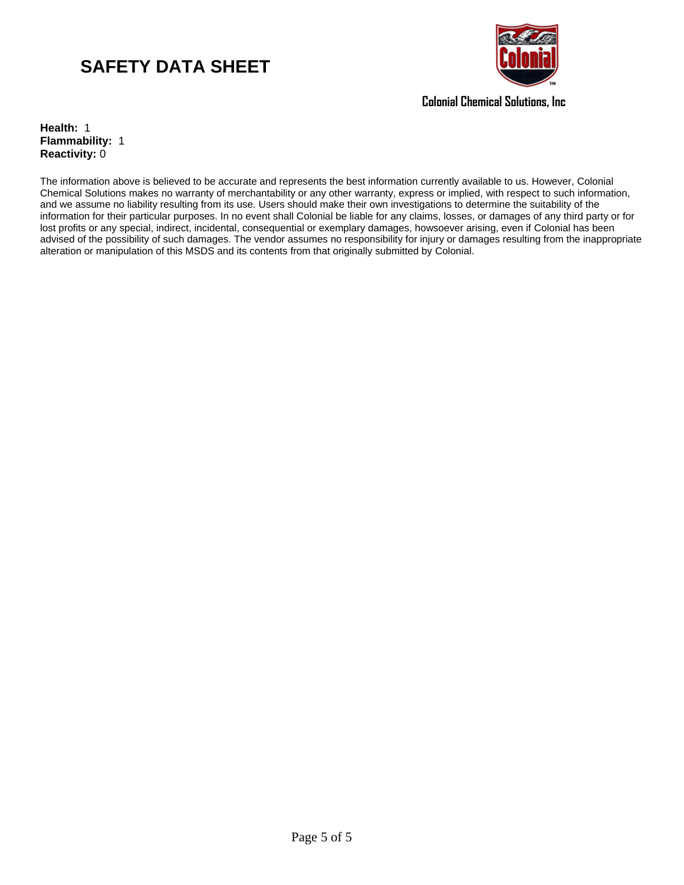# SAFETY DATA SHEET

Colonial Chemical Solutions, Inc

**Health:** 1
**Flammability:** 1
**Reactivity:** 0

The information above is believed to be accurate and represents the best information currently available to us. However, Colonial Chemical Solutions makes no warranty of merchantability or any other warranty, express or implied, with respect to such information, and we assume no liability resulting from its use. Users should make their own investigations to determine the suitability of the information for their particular purposes. In no event shall Colonial be liable for any claims, losses, or damages of any third party or for lost profits or any special, indirect, incidental, consequential or exemplary damages, howsoever arising, even if Colonial has been advised of the possibility of such damages. The vendor assumes no responsibility for injury or damages resulting from the inappropriate alteration or manipulation of this MSDS and its contents from that originally submitted by Colonial.